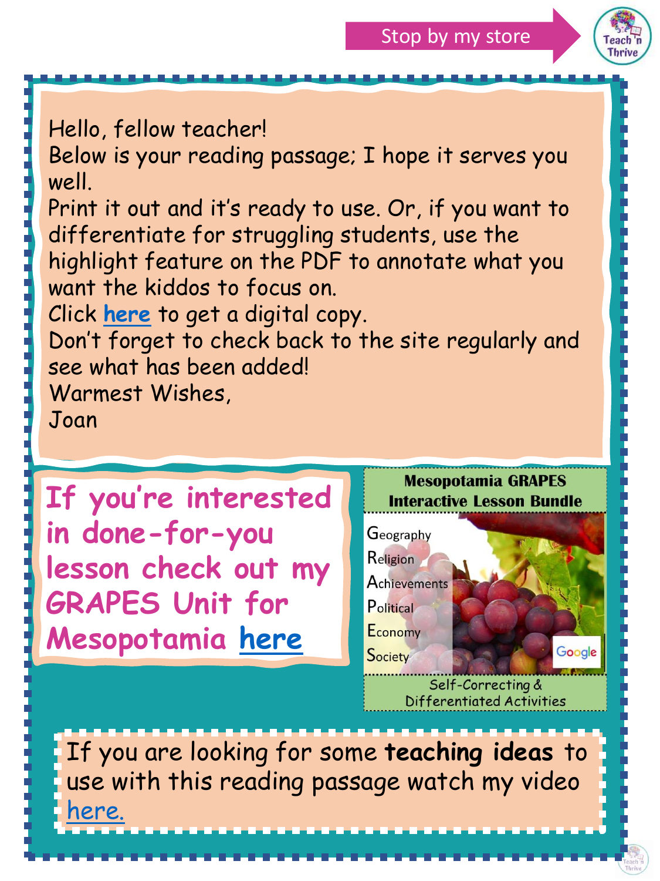Stop by my store

Hello, fellow teacher!
Below is your reading passage; I hope it serves you well.
Print it out and it's ready to use. Or, if you want to differentiate for struggling students, use the highlight feature on the PDF to annotate what you want the kiddos to focus on.
Click **here** to get a digital copy.
Don't forget to check back to the site regularly and see what has been added!
Warmest Wishes,
Joan

**If you're interested in done-for-you lesson check out my GRAPES Unit for Mesopotamia here**

**Mesopotamia GRAPES Interactive Lesson Bundle**

Geography
Religion
Achievements
Political
Economy
Society

Google

Self-Correcting & Differentiated Activities

If you are looking for some **teaching ideas** to use with this reading passage watch my video here.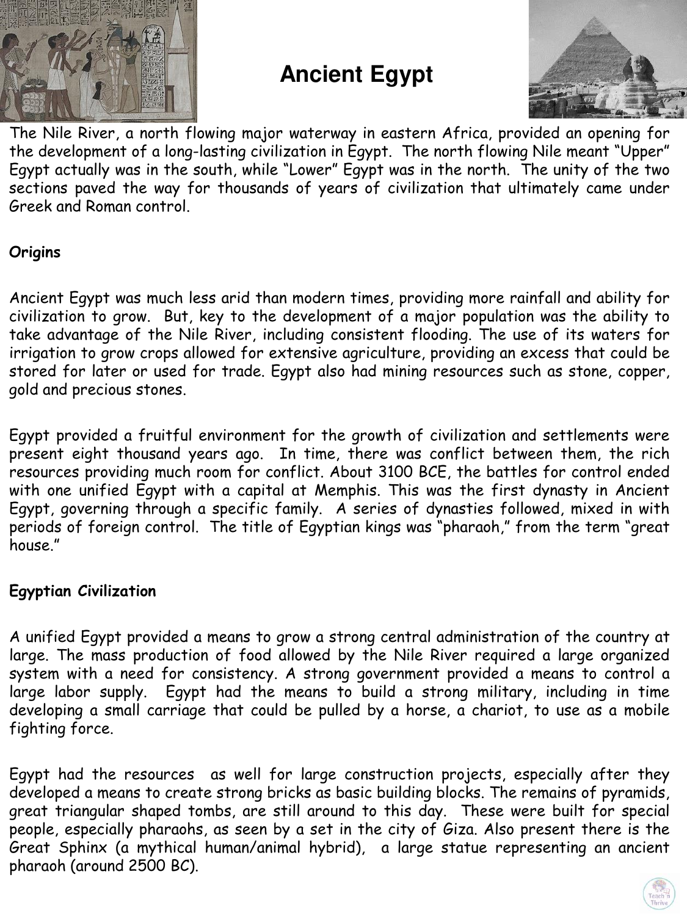# Ancient Egypt

The Nile River, a north flowing major waterway in eastern Africa, provided an opening for the development of a long-lasting civilization in Egypt. The north flowing Nile meant "Upper" Egypt actually was in the south, while "Lower" Egypt was in the north. The unity of the two sections paved the way for thousands of years of civilization that ultimately came under Greek and Roman control.

## Origins

Ancient Egypt was much less arid than modern times, providing more rainfall and ability for civilization to grow. But, key to the development of a major population was the ability to take advantage of the Nile River, including consistent flooding. The use of its waters for irrigation to grow crops allowed for extensive agriculture, providing an excess that could be stored for later or used for trade. Egypt also had mining resources such as stone, copper, gold and precious stones.

Egypt provided a fruitful environment for the growth of civilization and settlements were present eight thousand years ago. In time, there was conflict between them, the rich resources providing much room for conflict. About 3100 BCE, the battles for control ended with one unified Egypt with a capital at Memphis. This was the first dynasty in Ancient Egypt, governing through a specific family. A series of dynasties followed, mixed in with periods of foreign control. The title of Egyptian kings was "pharaoh," from the term "great house."

## Egyptian Civilization

A unified Egypt provided a means to grow a strong central administration of the country at large. The mass production of food allowed by the Nile River required a large organized system with a need for consistency. A strong government provided a means to control a large labor supply. Egypt had the means to build a strong military, including in time developing a small carriage that could be pulled by a horse, a chariot, to use as a mobile fighting force.

Egypt had the resources as well for large construction projects, especially after they developed a means to create strong bricks as basic building blocks. The remains of pyramids, great triangular shaped tombs, are still around to this day. These were built for special people, especially pharaohs, as seen by a set in the city of Giza. Also present there is the Great Sphinx (a mythical human/animal hybrid), a large statue representing an ancient pharaoh (around 2500 BC).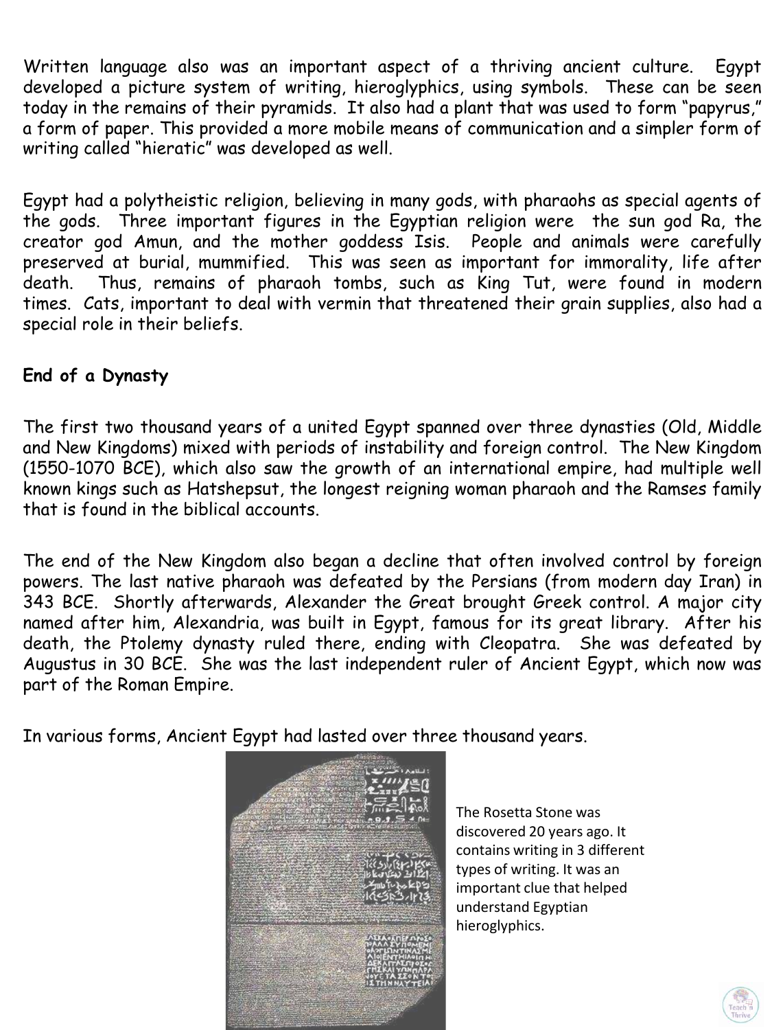Written language also was an important aspect of a thriving ancient culture. Egypt developed a picture system of writing, hieroglyphics, using symbols. These can be seen today in the remains of their pyramids. It also had a plant that was used to form "papyrus," a form of paper. This provided a more mobile means of communication and a simpler form of writing called "hieratic" was developed as well.

Egypt had a polytheistic religion, believing in many gods, with pharaohs as special agents of the gods. Three important figures in the Egyptian religion were the sun god Ra, the creator god Amun, and the mother goddess Isis. People and animals were carefully preserved at burial, mummified. This was seen as important for immorality, life after death. Thus, remains of pharaoh tombs, such as King Tut, were found in modern times. Cats, important to deal with vermin that threatened their grain supplies, also had a special role in their beliefs.

**End of a Dynasty**

The first two thousand years of a united Egypt spanned over three dynasties (Old, Middle and New Kingdoms) mixed with periods of instability and foreign control. The New Kingdom (1550-1070 BCE), which also saw the growth of an international empire, had multiple well known kings such as Hatshepsut, the longest reigning woman pharaoh and the Ramses family that is found in the biblical accounts.

The end of the New Kingdom also began a decline that often involved control by foreign powers. The last native pharaoh was defeated by the Persians (from modern day Iran) in 343 BCE. Shortly afterwards, Alexander the Great brought Greek control. A major city named after him, Alexandria, was built in Egypt, famous for its great library. After his death, the Ptolemy dynasty ruled there, ending with Cleopatra. She was defeated by Augustus in 30 BCE. She was the last independent ruler of Ancient Egypt, which now was part of the Roman Empire.

In various forms, Ancient Egypt had lasted over three thousand years.

The Rosetta Stone was discovered 20 years ago. It contains writing in 3 different types of writing. It was an important clue that helped understand Egyptian hieroglyphics.